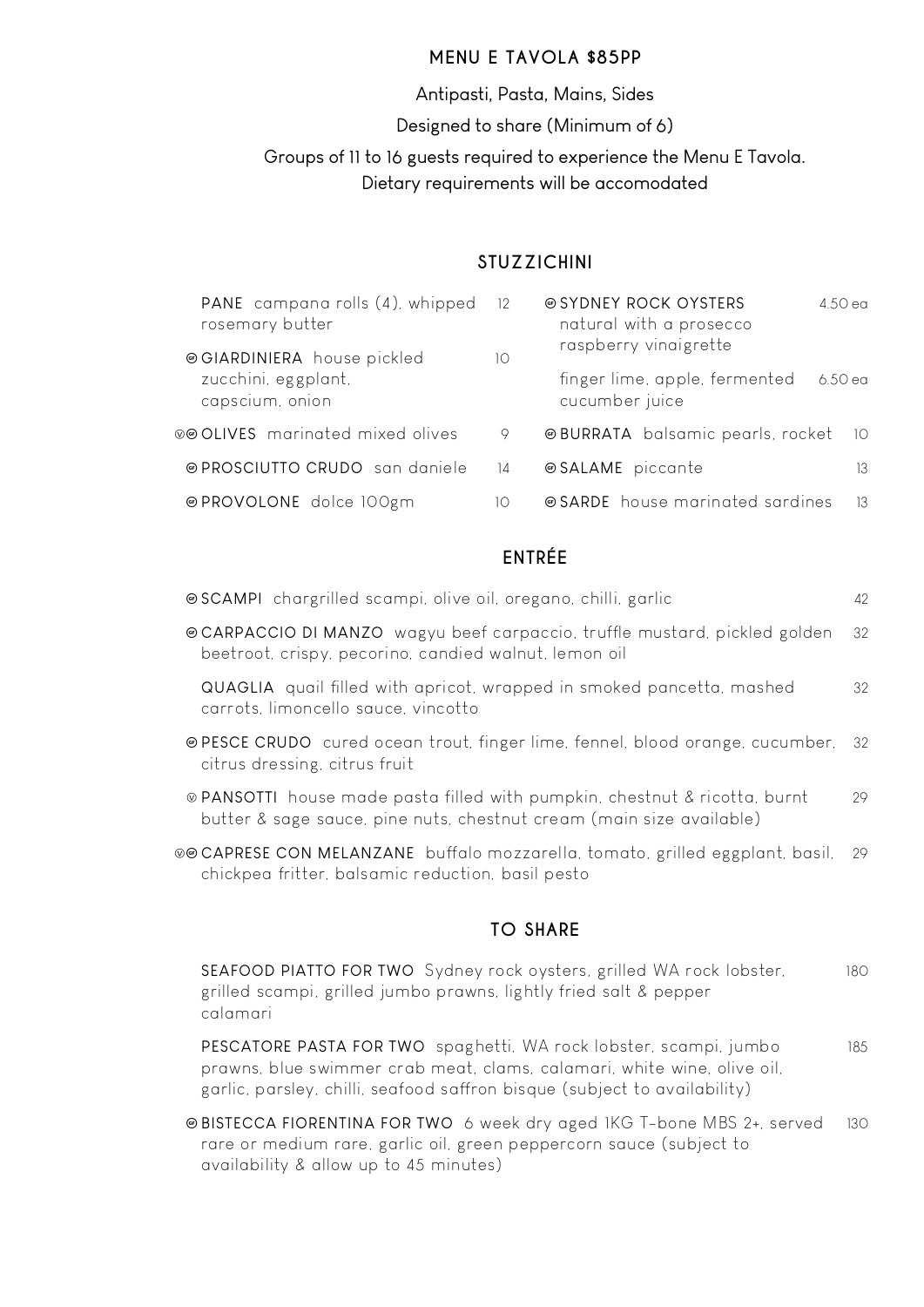## MENU E TAVOLA $85PP

Antipasti, Pasta, Mains, Sides

Designed to share (Minimum of 6)

Groups of 11 to 16 guests required to experience the Menu E Tavola.
Dietary requirements will be accomodated

## STUZZICHINI

**PANE** campana rolls (4), whipped rosemary butter — 12

(GF) **GIARDINIERA** house pickled zucchini, eggplant, capscium, onion — 10

(V)(GF) **OLIVES** marinated mixed olives — 9

(GF) **PROSCIUTTO CRUDO** san daniele — 14

(GF) **PROVOLONE** dolce 100gm — 10

(GF) **SYDNEY ROCK OYSTERS**
natural with a prosecco raspberry vinaigrette — 4.50 ea
finger lime, apple, fermented cucumber juice — 6.50 ea

(GF) **BURRATA** balsamic pearls, rocket — 10

(GF) **SALAME** piccante — 13

(GF) **SARDE** house marinated sardines — 13

## ENTRÉE

(GF) **SCAMPI** chargrilled scampi, olive oil, oregano, chilli, garlic — 42

(GF) **CARPACCIO DI MANZO** wagyu beef carpaccio, truffle mustard, pickled golden beetroot, crispy, pecorino, candied walnut, lemon oil — 32

**QUAGLIA** quail filled with apricot, wrapped in smoked pancetta, mashed carrots, limoncello sauce, vincotto — 32

(GF) **PESCE CRUDO** cured ocean trout, finger lime, fennel, blood orange, cucumber, citrus dressing, citrus fruit — 32

(V) **PANSOTTI** house made pasta filled with pumpkin, chestnut & ricotta, burnt butter & sage sauce, pine nuts, chestnut cream (main size available) — 29

(V)(GF) **CAPRESE CON MELANZANE** buffalo mozzarella, tomato, grilled eggplant, basil, chickpea fritter, balsamic reduction, basil pesto — 29

## TO SHARE

**SEAFOOD PIATTO FOR TWO** Sydney rock oysters, grilled WA rock lobster, grilled scampi, grilled jumbo prawns, lightly fried salt & pepper calamari — 180

**PESCATORE PASTA FOR TWO** spaghetti, WA rock lobster, scampi, jumbo prawns, blue swimmer crab meat, clams, calamari, white wine, olive oil, garlic, parsley, chilli, seafood saffron bisque (subject to availability) — 185

(GF) **BISTECCA FIORENTINA FOR TWO** 6 week dry aged 1KG T-bone MBS 2+, served rare or medium rare, garlic oil, green peppercorn sauce (subject to availability & allow up to 45 minutes) — 130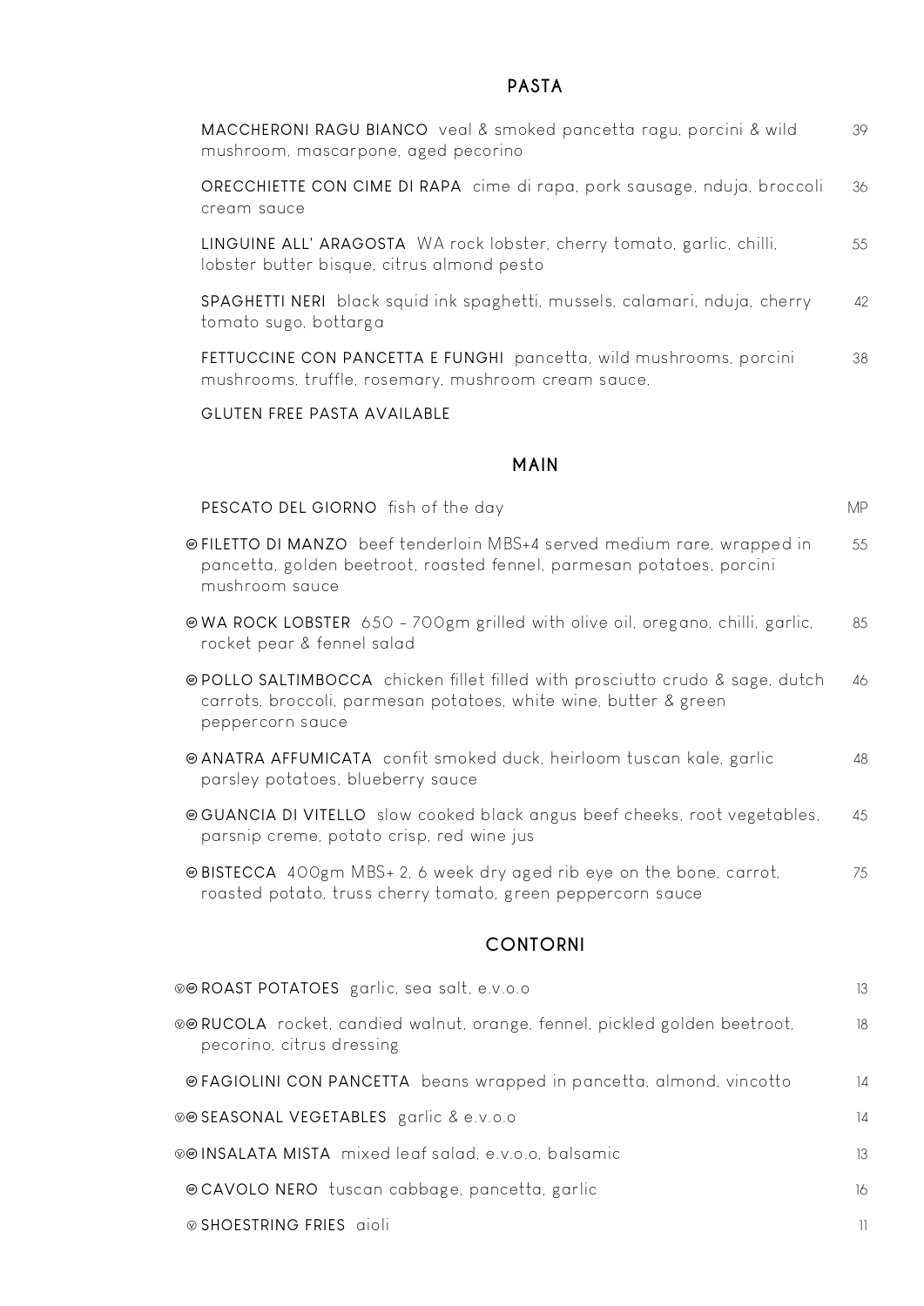## PASTA

**MACCHERONI RAGU BIANCO** veal & smoked pancetta ragu, porcini & wild mushroom, mascarpone, aged pecorino — 39

**ORECCHIETTE CON CIME DI RAPA** cime di rapa, pork sausage, nduja, broccoli cream sauce — 36

**LINGUINE ALL' ARAGOSTA** WA rock lobster, cherry tomato, garlic, chilli, lobster butter bisque, citrus almond pesto — 55

**SPAGHETTI NERI** black squid ink spaghetti, mussels, calamari, nduja, cherry tomato sugo, bottarga — 42

**FETTUCCINE CON PANCETTA E FUNGHI** pancetta, wild mushrooms, porcini mushrooms, truffle, rosemary, mushroom cream sauce, — 38

GLUTEN FREE PASTA AVAILABLE

## MAIN

**PESCATO DEL GIORNO** fish of the day — MP

(GF) **FILETTO DI MANZO** beef tenderloin MBS+4 served medium rare, wrapped in pancetta, golden beetroot, roasted fennel, parmesan potatoes, porcini mushroom sauce — 55

(GF) **WA ROCK LOBSTER** 650 – 700gm grilled with olive oil, oregano, chilli, garlic, rocket pear & fennel salad — 85

(GF) **POLLO SALTIMBOCCA** chicken fillet filled with prosciutto crudo & sage, dutch carrots, broccoli, parmesan potatoes, white wine, butter & green peppercorn sauce — 46

(GF) **ANATRA AFFUMICATA** confit smoked duck, heirloom tuscan kale, garlic parsley potatoes, blueberry sauce — 48

(GF) **GUANCIA DI VITELLO** slow cooked black angus beef cheeks, root vegetables, parsnip creme, potato crisp, red wine jus — 45

(GF) **BISTECCA** 400gm MBS+ 2, 6 week dry aged rib eye on the bone, carrot, roasted potato, truss cherry tomato, green peppercorn sauce — 75

## CONTORNI

(V)(GF) **ROAST POTATOES** garlic, sea salt, e.v.o.o — 13

(V)(GF) **RUCOLA** rocket, candied walnut, orange, fennel, pickled golden beetroot, pecorino, citrus dressing — 18

(GF) **FAGIOLINI CON PANCETTA** beans wrapped in pancetta, almond, vincotto — 14

(V)(GF) **SEASONAL VEGETABLES** garlic & e.v.o.o — 14

(V)(GF) **INSALATA MISTA** mixed leaf salad, e.v.o.o, balsamic — 13

(GF) **CAVOLO NERO** tuscan cabbage, pancetta, garlic — 16

(V) **SHOESTRING FRIES** aioli — 11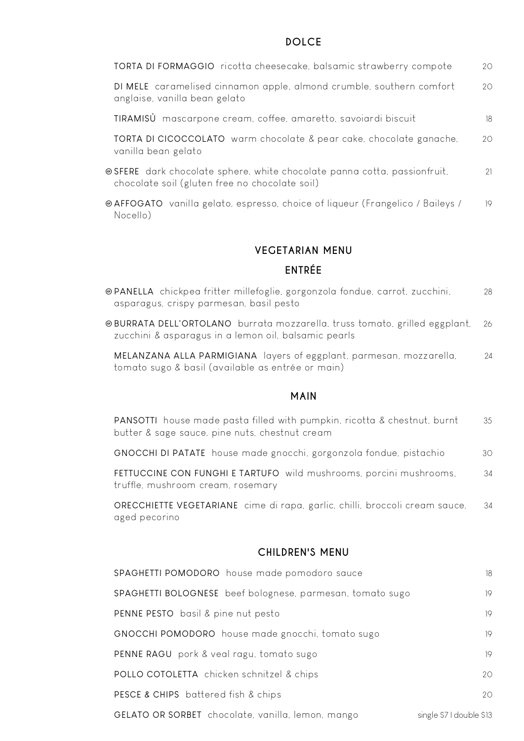## DOLCE

**TORTA DI FORMAGGIO** ricotta cheesecake, balsamic strawberry compote 20

**DI MELE** caramelised cinnamon apple, almond crumble, southern comfort anglaise, vanilla bean gelato 20

**TIRAMISÙ** mascarpone cream, coffee, amaretto, savoiardi biscuit 18

**TORTA DI CICOCCOLATO** warm chocolate & pear cake, chocolate ganache, vanilla bean gelato 20

GF **SFERE** dark chocolate sphere, white chocolate panna cotta, passionfruit, chocolate soil (gluten free no chocolate soil) 21

GF **AFFOGATO** vanilla gelato, espresso, choice of liqueur (Frangelico / Baileys / Nocello) 19

## VEGETARIAN MENU

### ENTRÉE

GF **PANELLA** chickpea fritter millefoglie, gorgonzola fondue, carrot, zucchini, asparagus, crispy parmesan, basil pesto 28

GF **BURRATA DELL'ORTOLANO** burrata mozzarella, truss tomato, grilled eggplant, zucchini & asparagus in a lemon oil, balsamic pearls 26

**MELANZANA ALLA PARMIGIANA** layers of eggplant, parmesan, mozzarella, tomato sugo & basil (available as entrée or main) 24

### MAIN

**PANSOTTI** house made pasta filled with pumpkin, ricotta & chestnut, burnt butter & sage sauce, pine nuts, chestnut cream 35

**GNOCCHI DI PATATE** house made gnocchi, gorgonzola fondue, pistachio 30

**FETTUCCINE CON FUNGHI E TARTUFO** wild mushrooms, porcini mushrooms, truffle, mushroom cream, rosemary 34

**ORECCHIETTE VEGETARIANE** cime di rapa, garlic, chilli, broccoli cream sauce, aged pecorino 34

## CHILDREN'S MENU

**SPAGHETTI POMODORO** house made pomodoro sauce 18

**SPAGHETTI BOLOGNESE** beef bolognese, parmesan, tomato sugo 19

**PENNE PESTO** basil & pine nut pesto 19

**GNOCCHI POMODORO** house made gnocchi, tomato sugo 19

**PENNE RAGU** pork & veal ragu, tomato sugo 19

**POLLO COTOLETTA** chicken schnitzel & chips 20

**PESCE & CHIPS** battered fish & chips 20

**GELATO OR SORBET** chocolate, vanilla, lemon, mango single $7 | double $13